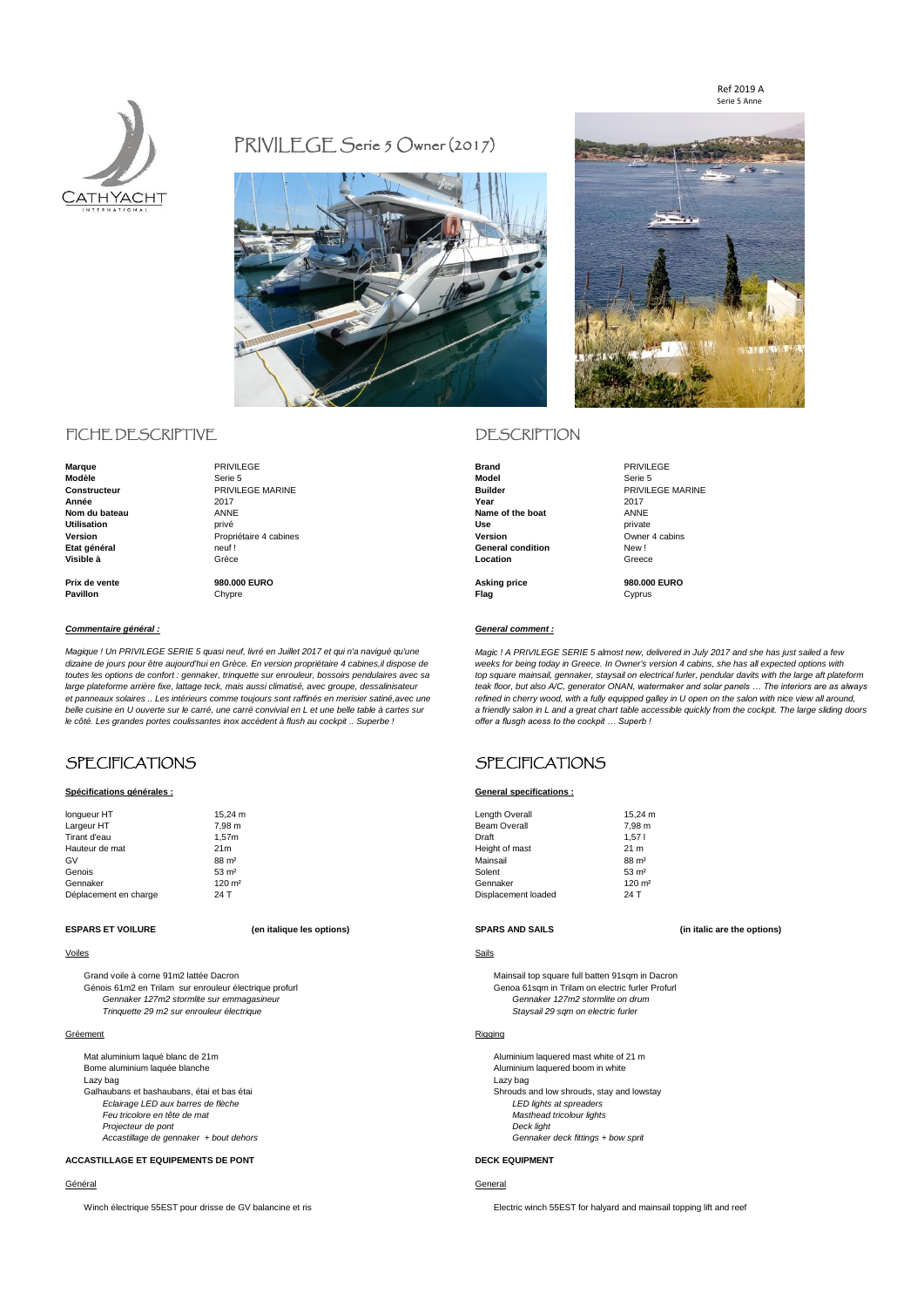Ref 2019 A
Serie 5 Anne

# PRIVILEGE Serie 5 Owner (2017)

## FICHE DESCRIPTIVE

| | |
|---|---|
| **Marque** | PRIVILEGE |
| **Modèle** | Serie 5 |
| **Constructeur** | PRIVILEGE MARINE |
| **Année** | 2017 |
| **Nom du bateau** | ANNE |
| **Utilisation** | privé |
| **Version** | Propriétaire 4 cabines |
| **Etat général** | neuf ! |
| **Visible à** | Grèce |
| **Prix de vente** | **980.000 EURO** |
| **Pavillon** | Chypre |

***Commentaire général :***

*Magique ! Un PRIVILEGE SERIE 5 quasi neuf, livré en Juillet 2017 et qui n'a navigué qu'une dizaine de jours pour être aujourd'hui en Grèce. En version propriétaire 4 cabines,il dispose de toutes les options de confort : gennaker, trinquette sur enrouleur, bossoirs pendulaires avec sa large plateforme arrière fixe, lattage teck, mais aussi climatisé, avec groupe, dessalinisateur et panneaux solaires .. Les intérieurs comme toujours sont raffinés en merisier satiné,avec une belle cuisine en U ouverte sur le carré, une carré convivial en L et une belle table à cartes sur le côté. Les grandes portes coulissantes inox accèdent à flush au cockpit .. Superbe !*

## DESCRIPTION

| | |
|---|---|
| **Brand** | PRIVILEGE |
| **Model** | Serie 5 |
| **Builder** | PRIVILEGE MARINE |
| **Year** | 2017 |
| **Name of the boat** | ANNE |
| **Use** | private |
| **Version** | Owner 4 cabins |
| **General condition** | New ! |
| **Location** | Greece |
| **Asking price** | **980.000 EURO** |
| **Flag** | Cyprus |

***General comment :***

*Magic ! A PRIVILEGE SERIE 5 almost new, delivered in July 2017 and she has just sailed a few weeks for being today in Greece. In Owner's version 4 cabins, she has all expected options with top square mainsail, gennaker, staysail on electrical furler, pendular davits with the large aft plateform teak floor, but also A/C, generator ONAN, watermaker and solar panels … The interiors are as always refined in cherry wood, with a fully equipped galley in U open on the salon with nice view all around, a friendly salon in L and a great chart table accessible quickly from the cockpit. The large sliding doors offer a flusgh acess to the cockpit … Superb !*

## SPECIFICATIONS

**Spécifications générales :**

| | |
|---|---|
| longueur HT | 15,24 m |
| Largeur HT | 7,98 m |
| Tirant d'eau | 1,57m |
| Hauteur de mat | 21m |
| GV | 88 m² |
| Genois | 53 m² |
| Gennaker | 120 m² |
| Déplacement en charge | 24 T |

**ESPARS ET VOILURE** **(en italique les options)**

Voiles

Grand voile à corne 91m2 lattée Dacron
Génois 61m2 en Trilam sur enrouleur électrique profurl
*Gennaker 127m2 stormlite sur emmagasineur*
*Trinquette 29 m2 sur enrouleur électrique*

Gréement

Mat aluminium laqué blanc de 21m
Bome aluminium laquée blanche
Lazy bag
Galhaubans et bashaubans, étai et bas étai
*Eclairage LED aux barres de flèche*
*Feu tricolore en tête de mat*
*Projecteur de pont*
*Accastillage de gennaker + bout dehors*

**ACCASTILLAGE ET EQUIPEMENTS DE PONT**

Général

Winch électrique 55EST pour drisse de GV balancine et ris

## SPECIFICATIONS

**General specifications :**

| | |
|---|---|
| Length Overall | 15,24 m |
| Beam Overall | 7,98 m |
| Draft | 1,57 l |
| Height of mast | 21 m |
| Mainsail | 88 m² |
| Solent | 53 m² |
| Gennaker | 120 m² |
| Displacement loaded | 24 T |

**SPARS AND SAILS** **(in italic are the options)**

Sails

Mainsail top square full batten 91sqm in Dacron
Genoa 61sqm in Trilam on electric furler Profurl
*Gennaker 127m2 stormlite on drum*
*Staysail 29 sqm on electric furler*

Rigging

Aluminium laquered mast white of 21 m
Aluminium laquered boom in white
Lazy bag
Shrouds and low shrouds, stay and lowstay
*LED lights at spreaders*
*Masthead tricolour lights*
*Deck light*
*Gennaker deck fittings + bow sprit*

**DECK EQUIPMENT**

General

Electric winch 55EST for halyard and mainsail topping lift and reef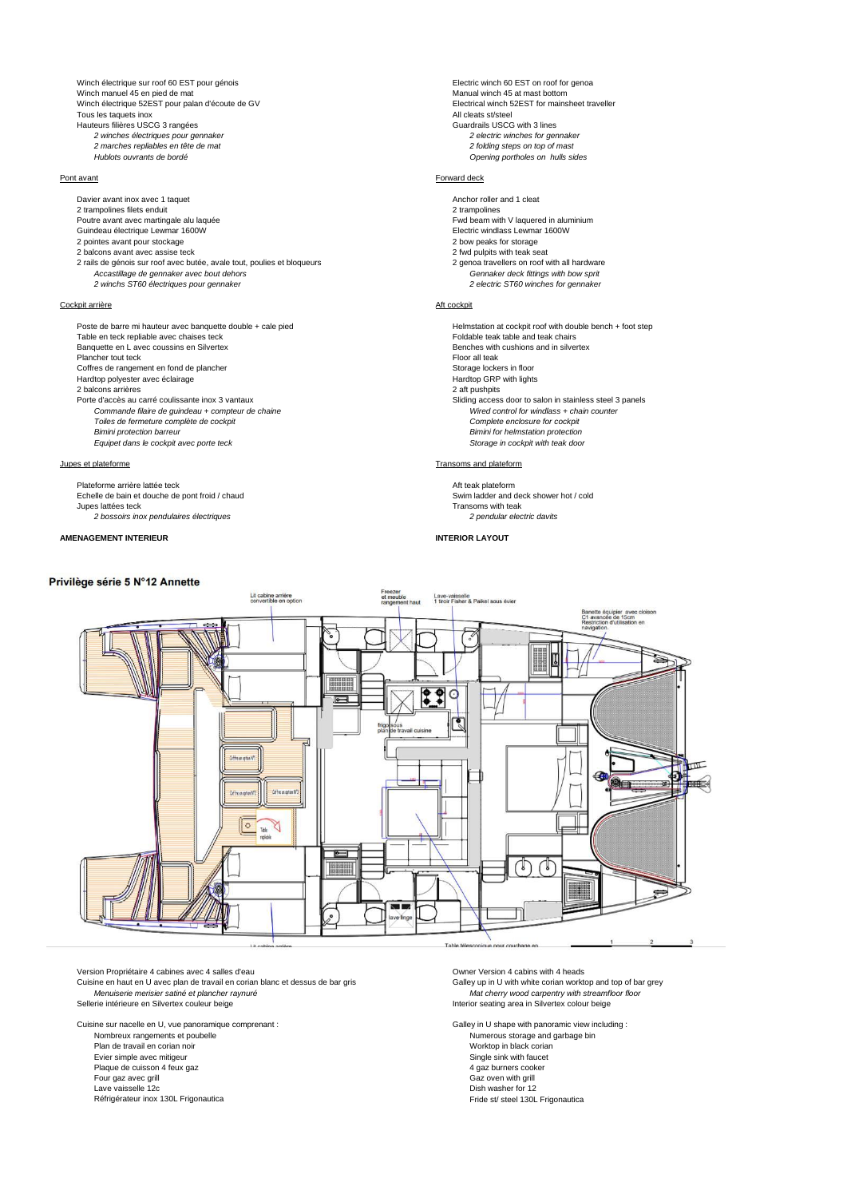Winch électrique sur roof 60 EST pour génois
Winch manuel 45 en pied de mat
Winch électrique 52EST pour palan d'écoute de GV
Tous les taquets inox
Hauteurs filières USCG 3 rangées

*2 winches électriques pour gennaker*
*2 marches repliables en tête de mat*
*Hublots ouvrants de bordé*

Electric winch 60 EST on roof for genoa
Manual winch 45 at mast bottom
Electrical winch 52EST for mainsheet traveller
All cleats st/steel
Guardrails USCG with 3 lines

*2 electric winches for gennaker*
*2 folding steps on top of mast*
*Opening portholes on hulls sides*

## Pont avant / Forward deck

Davier avant inox avec 1 taquet
2 trampolines filets enduit
Poutre avant avec martingale alu laquée
Guindeau électrique Lewmar 1600W
2 pointes avant pour stockage
2 balcons avant avec assise teck
2 rails de génois sur roof avec butée, avale tout, poulies et bloqueurs

*Accastillage de gennaker avec bout dehors*
*2 winchs ST60 électriques pour gennaker*

Anchor roller and 1 cleat
2 trampolines
Fwd beam with V laquered in aluminium
Electric windlass Lewmar 1600W
2 bow peaks for storage
2 fwd pulpits with teak seat
2 genoa travellers on roof with all hardware

*Gennaker deck fittings with bow sprit*
*2 electric ST60 winches for gennaker*

## Cockpit arrière / Aft cockpit

Poste de barre mi hauteur avec banquette double + cale pied
Table en teck repliable avec chaises teck
Banquette en L avec coussins en Silvertex
Plancher tout teck
Coffres de rangement en fond de plancher
Hardtop polyester avec éclairage
2 balcons arrières
Porte d'accès au carré coulissante inox 3 vantaux

*Commande filaire de guindeau + compteur de chaine*
*Toiles de fermeture complète de cockpit*
*Bimini protection barreur*
*Equipet dans le cockpit avec porte teck*

Helmstation at cockpit roof with double bench + foot step
Foldable teak table and teak chairs
Benches with cushions and in silvertex
Floor all teak
Storage lockers in floor
Hardtop GRP with lights
2 aft pushpits
Sliding access door to salon in stainless steel 3 panels

*Wired control for windlass + chain counter*
*Complete enclosure for cockpit*
*Bimini for helmstation protection*
*Storage in cockpit with teak door*

## Jupes et plateforme / Transoms and plateform

Plateforme arrière lattée teck
Echelle de bain et douche de pont froid / chaud
Jupes lattées teck

*2 bossoirs inox pendulaires électriques*

Aft teak plateform
Swim ladder and deck shower hot / cold
Transoms with teak

*2 pendular electric davits*

## AMENAGEMENT INTERIEUR / INTERIOR LAYOUT

**Privilège série 5 N°12 Annette**

Lit cabine arrière convertible en option
Freezer et meuble rangement haut
Lave-vaisselle 1 tiroir Fisher & Paikel sous évier
Banette équipée avec cloison C1 avancée de 15cm Restriction d'utilisation en navigation
frigo sous plan de travail cuisine
Table repliable
lave linge
Table télescopique pour couchage en
Lit cabine arrière
1 2 3

Version Propriétaire 4 cabines avec 4 salles d'eau
Cuisine en haut en U avec plan de travail en corian blanc et dessus de bar gris

*Menuiserie merisier satiné et plancher raynuré*

Sellerie intérieure en Silvertex couleur beige

Owner Version 4 cabins with 4 heads
Galley up in U with white corian worktop and top of bar grey

*Mat cherry wood carpentry with streamfloor floor*

Interior seating area in Silvertex colour beige

Cuisine sur nacelle en U, vue panoramique comprenant :

- Nombreux rangements et poubelle
- Plan de travail en corian noir
- Evier simple avec mitigeur
- Plaque de cuisson 4 feux gaz
- Four gaz avec grill
- Lave vaisselle 12c
- Réfrigérateur inox 130L Frigonautica

Galley in U shape with panoramic view including :

- Numerous storage and garbage bin
- Worktop in black corian
- Single sink with faucet
- 4 gaz burners cooker
- Gaz oven with grill
- Dish washer for 12
- Fride st/ steel 130L Frigonautica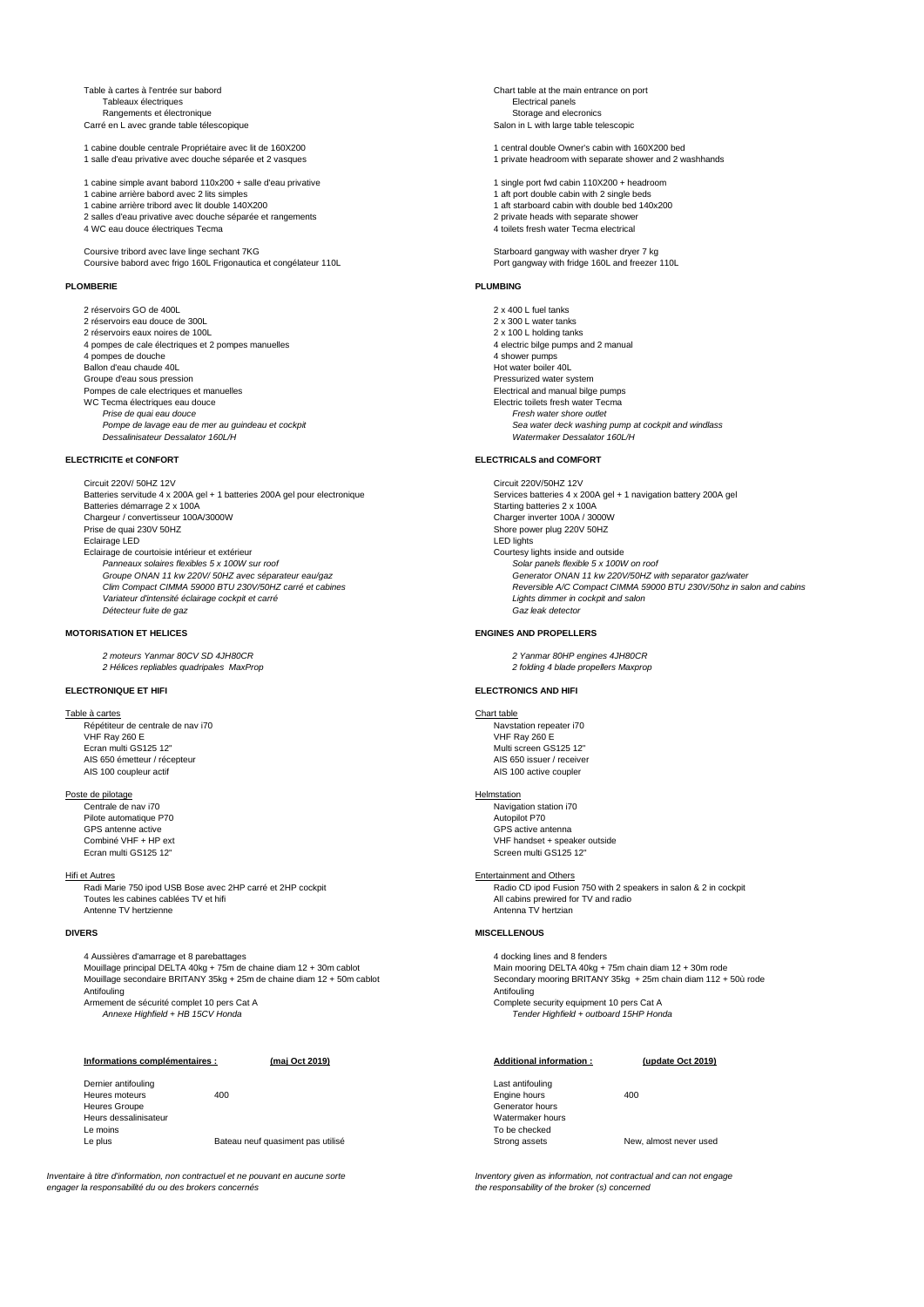Table à cartes à l'entrée sur babord
Tableaux électriques
Rangements et électronique
Carré en L avec grande table télescopique

1 cabine double centrale Propriétaire avec lit de 160X200
1 salle d'eau privative avec douche séparée et 2 vasques

1 cabine simple avant babord 110x200 + salle d'eau privative
1 cabine arrière babord avec 2 lits simples
1 cabine arrière tribord avec lit double 140X200
2 salles d'eau privative avec douche séparée et rangements
4 WC eau douce électriques Tecma

Coursive tribord avec lave linge sechant 7KG
Coursive babord avec frigo 160L Frigonautica et congélateur 110L

**PLOMBERIE**

2 réservoirs GO de 400L
2 réservoirs eau douce de 300L
2 réservoirs eaux noires de 100L
4 pompes de cale électriques et 2 pompes manuelles
4 pompes de douche
Ballon d'eau chaude 40L
Groupe d'eau sous pression
Pompes de cale electriques et manuelles
WC Tecma électriques eau douce
*Prise de quai eau douce*
*Pompe de lavage eau de mer au guindeau et cockpit*
*Dessalinisateur Dessalator 160L/H*

**ELECTRICITE et CONFORT**

Circuit 220V/ 50HZ 12V
Batteries servitude 4 x 200A gel + 1 batteries 200A gel pour electronique
Batteries démarrage 2 x 100A
Chargeur / convertisseur 100A/3000W
Prise de quai 230V 50HZ
Eclairage LED
Eclairage de courtoisie intérieur et extérieur
*Panneaux solaires flexibles 5 x 100W sur roof*
*Groupe ONAN 11 kw 220V/ 50HZ avec séparateur eau/gaz*
*Clim Compact CIMMA 59000 BTU 230V/50HZ carré et cabines*
*Variateur d'intensité éclairage cockpit et carré*
*Détecteur fuite de gaz*

**MOTORISATION ET HELICES**

*2 moteurs Yanmar 80CV SD 4JH80CR*
*2 Hélices repliables quadripales MaxProp*

**ELECTRONIQUE ET HIFI**

Table à cartes
Répétiteur de centrale de nav i70
VHF Ray 260 E
Ecran multi GS125 12"
AIS 650 émetteur / récepteur
AIS 100 coupleur actif

Poste de pilotage
Centrale de nav i70
Pilote automatique P70
GPS antenne active
Combiné VHF + HP ext
Ecran multi GS125 12"

Hifi et Autres
Radi Marie 750 ipod USB Bose avec 2HP carré et 2HP cockpit
Toutes les cabines cablées TV et hifi
Antenne TV hertzienne

**DIVERS**

4 Aussières d'amarrage et 8 parebattages
Mouillage principal DELTA 40kg + 75m de chaine diam 12 + 30m cablot
Mouillage secondaire BRITANY 35kg + 25m de chaine diam 12 + 50m cablot
Antifouling
Armement de sécurité complet 10 pers Cat A
*Annexe Highfield + HB 15CV Honda*

| **Informations complémentaires :** | **(maj Oct 2019)** |
|---|---|
| Dernier antifouling | |
| Heures moteurs | 400 |
| Heures Groupe | |
| Heurs dessalinisateur | |
| Le moins | |
| Le plus | Bateau neuf quasiment pas utilisé |

*Inventaire à titre d'information, non contractuel et ne pouvant en aucune sorte engager la responsabilité du ou des brokers concernés*

Chart table at the main entrance on port
Electrical panels
Storage and elecronics
Salon in L with large table telescopic

1 central double Owner's cabin with 160X200 bed
1 private headroom with separate shower and 2 washhands

1 single port fwd cabin 110X200 + headroom
1 aft port double cabin with 2 single beds
1 aft starboard cabin with double bed 140x200
2 private heads with separate shower
4 toilets fresh water Tecma electrical

Starboard gangway with washer dryer 7 kg
Port gangway with fridge 160L and freezer 110L

**PLUMBING**

2 x 400 L fuel tanks
2 x 300 L water tanks
2 x 100 L holding tanks
4 electric bilge pumps and 2 manual
4 shower pumps
Hot water boiler 40L
Pressurized water system
Electrical and manual bilge pumps
Electric toilets fresh water Tecma
*Fresh water shore outlet*
*Sea water deck washing pump at cockpit and windlass*
*Watermaker Dessalator 160L/H*

**ELECTRICALS and COMFORT**

Circuit 220V/50HZ 12V
Services batteries 4 x 200A gel + 1 navigation battery 200A gel
Starting batteries 2 x 100A
Charger inverter 100A / 3000W
Shore power plug 220V 50HZ
LED lights
Courtesy lights inside and outside
*Solar panels flexible 5 x 100W on roof*
*Generator ONAN 11 kw 220V/50HZ with separator gaz/water*
*Reversible A/C Compact CIMMA 59000 BTU 230V/50hz in salon and cabins*
*Lights dimmer in cockpit and salon*
*Gaz leak detector*

**ENGINES AND PROPELLERS**

*2 Yanmar 80HP engines 4JH80CR*
*2 folding 4 blade propellers Maxprop*

**ELECTRONICS AND HIFI**

Chart table
Navstation repeater i70
VHF Ray 260 E
Multi screen GS125 12"
AIS 650 issuer / receiver
AIS 100 active coupler

Helmstation
Navigation station i70
Autopilot P70
GPS active antenna
VHF handset + speaker outside
Screen multi GS125 12"

Entertainment and Others
Radio CD ipod Fusion 750 with 2 speakers in salon & 2 in cockpit
All cabins prewired for TV and radio
Antenna TV hertzian

**MISCELLENOUS**

4 docking lines and 8 fenders
Main mooring DELTA 40kg + 75m chain diam 12 + 30m rode
Secondary mooring BRITANY 35kg + 25m chain diam 112 + 50ù rode
Antifouling
Complete security equipment 10 pers Cat A
*Tender Highfield + outboard 15HP Honda*

| **Additional information :** | **(update Oct 2019)** |
|---|---|
| Last antifouling | |
| Engine hours | 400 |
| Generator hours | |
| Watermaker hours | |
| To be checked | |
| Strong assets | New, almost never used |

*Inventory given as information, not contractual and can not engage the responsability of the broker (s) concerned*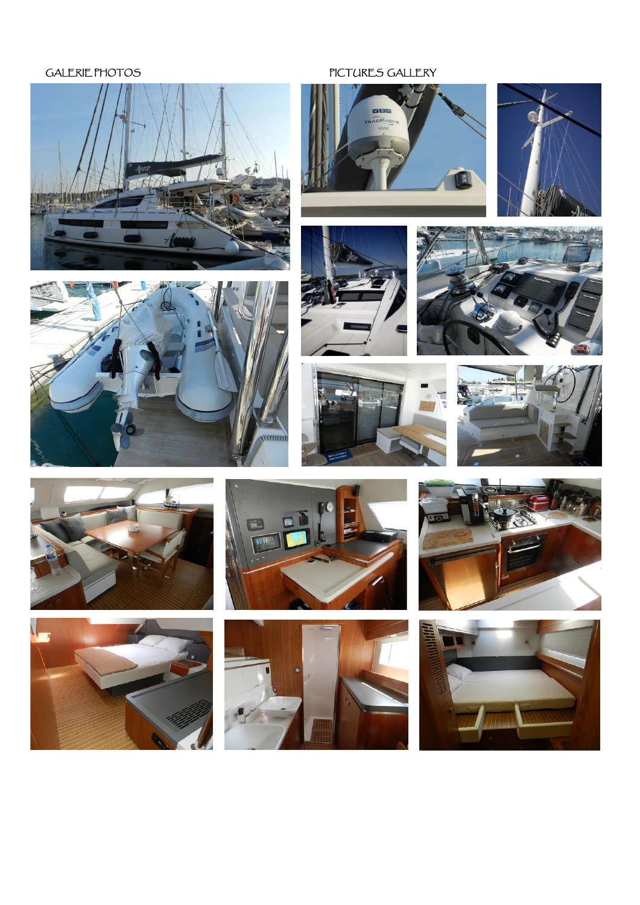GALERIE PHOTOS

PICTURES GALLERY